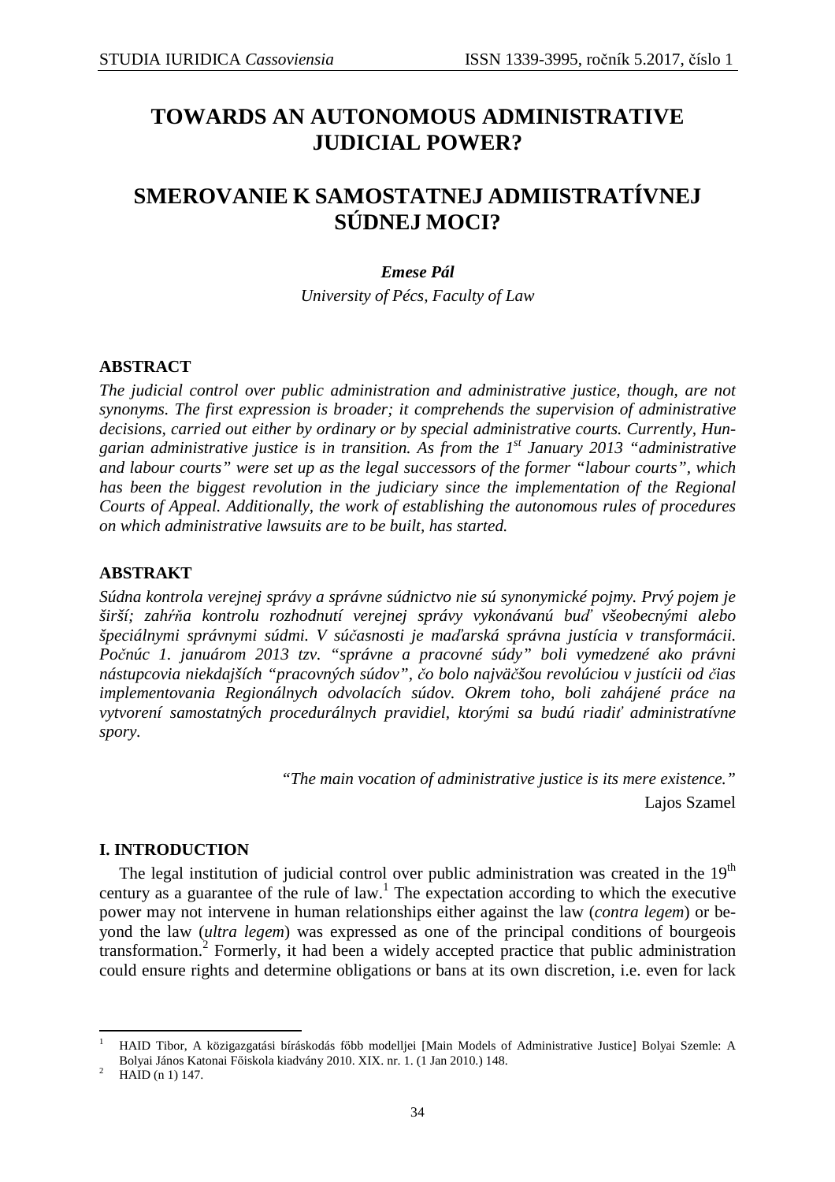# TOWARDS AN AUTONOMOUS ADMINISTRATIVE JUDICIAL POWER?

# SMEROVANIE K SAMOSTATNEJ ADMIISTRATÍVNEJ SÚDNEJ MOCI?

***Emese Pál***

*University of Pécs, Faculty of Law*

## ABSTRACT

*The judicial control over public administration and administrative justice, though, are not synonyms. The first expression is broader; it comprehends the supervision of administrative decisions, carried out either by ordinary or by special administrative courts. Currently, Hungarian administrative justice is in transition. As from the 1st January 2013 "administrative and labour courts" were set up as the legal successors of the former "labour courts", which has been the biggest revolution in the judiciary since the implementation of the Regional Courts of Appeal. Additionally, the work of establishing the autonomous rules of procedures on which administrative lawsuits are to be built, has started.*

## ABSTRAKT

*Súdna kontrola verejnej správy a správne súdnictvo nie sú synonymické pojmy. Prvý pojem je širší; zahŕňa kontrolu rozhodnutí verejnej správy vykonávanú buď všeobecnými alebo špeciálnymi správnymi súdmi. V súčasnosti je maďarská správna justícia v transformácii. Počnúc 1. januárom 2013 tzv. "správne a pracovné súdy" boli vymedzené ako právni nástupcovia niekdajších "pracovných súdov", čo bolo najväčšou revolúciou v justícii od čias implementovania Regionálnych odvolacích súdov. Okrem toho, boli zahájené práce na vytvorení samostatných procedurálnych pravidiel, ktorými sa budú riadiť administratívne spory.*

> *"The main vocation of administrative justice is its mere existence."*
>
> Lajos Szamel

## I. INTRODUCTION

The legal institution of judicial control over public administration was created in the 19th century as a guarantee of the rule of law.[1] The expectation according to which the executive power may not intervene in human relationships either against the law (*contra legem*) or beyond the law (*ultra legem*) was expressed as one of the principal conditions of bourgeois transformation.[2] Formerly, it had been a widely accepted practice that public administration could ensure rights and determine obligations or bans at its own discretion, i.e. even for lack

---

[1] HAID Tibor, A közigazgatási bíráskodás főbb modelljei [Main Models of Administrative Justice] Bolyai Szemle: A Bolyai János Katonai Főiskola kiadvány 2010. XIX. nr. 1. (1 Jan 2010.) 148.

[2] HAID (n 1) 147.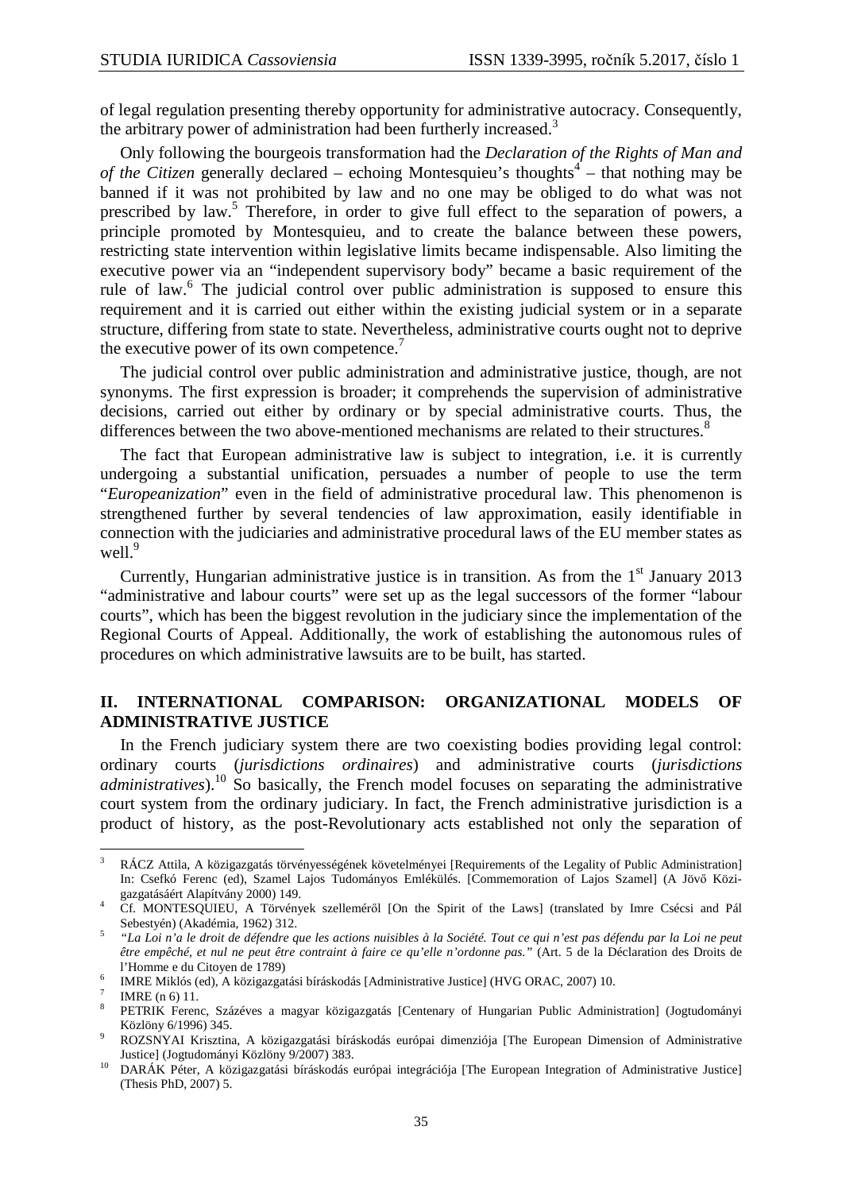of legal regulation presenting thereby opportunity for administrative autocracy. Consequently, the arbitrary power of administration had been furtherly increased.[3]

Only following the bourgeois transformation had the *Declaration of the Rights of Man and of the Citizen* generally declared – echoing Montesquieu's thoughts[4] – that nothing may be banned if it was not prohibited by law and no one may be obliged to do what was not prescribed by law.[5] Therefore, in order to give full effect to the separation of powers, a principle promoted by Montesquieu, and to create the balance between these powers, restricting state intervention within legislative limits became indispensable. Also limiting the executive power via an "independent supervisory body" became a basic requirement of the rule of law.[6] The judicial control over public administration is supposed to ensure this requirement and it is carried out either within the existing judicial system or in a separate structure, differing from state to state. Nevertheless, administrative courts ought not to deprive the executive power of its own competence.[7]

The judicial control over public administration and administrative justice, though, are not synonyms. The first expression is broader; it comprehends the supervision of administrative decisions, carried out either by ordinary or by special administrative courts. Thus, the differences between the two above-mentioned mechanisms are related to their structures.[8]

The fact that European administrative law is subject to integration, i.e. it is currently undergoing a substantial unification, persuades a number of people to use the term "*Europeanization*" even in the field of administrative procedural law. This phenomenon is strengthened further by several tendencies of law approximation, easily identifiable in connection with the judiciaries and administrative procedural laws of the EU member states as well.[9]

Currently, Hungarian administrative justice is in transition. As from the 1st January 2013 "administrative and labour courts" were set up as the legal successors of the former "labour courts", which has been the biggest revolution in the judiciary since the implementation of the Regional Courts of Appeal. Additionally, the work of establishing the autonomous rules of procedures on which administrative lawsuits are to be built, has started.

## II. INTERNATIONAL COMPARISON: ORGANIZATIONAL MODELS OF ADMINISTRATIVE JUSTICE

In the French judiciary system there are two coexisting bodies providing legal control: ordinary courts (*jurisdictions ordinaires*) and administrative courts (*jurisdictions administratives*).[10] So basically, the French model focuses on separating the administrative court system from the ordinary judiciary. In fact, the French administrative jurisdiction is a product of history, as the post-Revolutionary acts established not only the separation of

---

[3] RÁCZ Attila, A közigazgatás törvényességének követelményei [Requirements of the Legality of Public Administration] In: Csefkó Ferenc (ed), Szamel Lajos Tudományos Emlékülés. [Commemoration of Lajos Szamel] (A Jövő Közigazgatásáért Alapítvány 2000) 149.

[4] Cf. MONTESQUIEU, A Törvények szelleméről [On the Spirit of the Laws] (translated by Imre Csécsi and Pál Sebestyén) (Akadémia, 1962) 312.

[5] *"La Loi n'a le droit de défendre que les actions nuisibles à la Société. Tout ce qui n'est pas défendu par la Loi ne peut être empêché, et nul ne peut être contraint à faire ce qu'elle n'ordonne pas."* (Art. 5 de la Déclaration des Droits de l'Homme e du Citoyen de 1789)

[6] IMRE Miklós (ed), A közigazgatási bíráskodás [Administrative Justice] (HVG ORAC, 2007) 10.

[7] IMRE (n 6) 11.

[8] PETRIK Ferenc, Százéves a magyar közigazgatás [Centenary of Hungarian Public Administration] (Jogtudományi Közlöny 6/1996) 345.

[9] ROZSNYAI Krisztina, A közigazgatási bíráskodás európai dimenziója [The European Dimension of Administrative Justice] (Jogtudományi Közlöny 9/2007) 383.

[10] DARÁK Péter, A közigazgatási bíráskodás európai integrációja [The European Integration of Administrative Justice] (Thesis PhD, 2007) 5.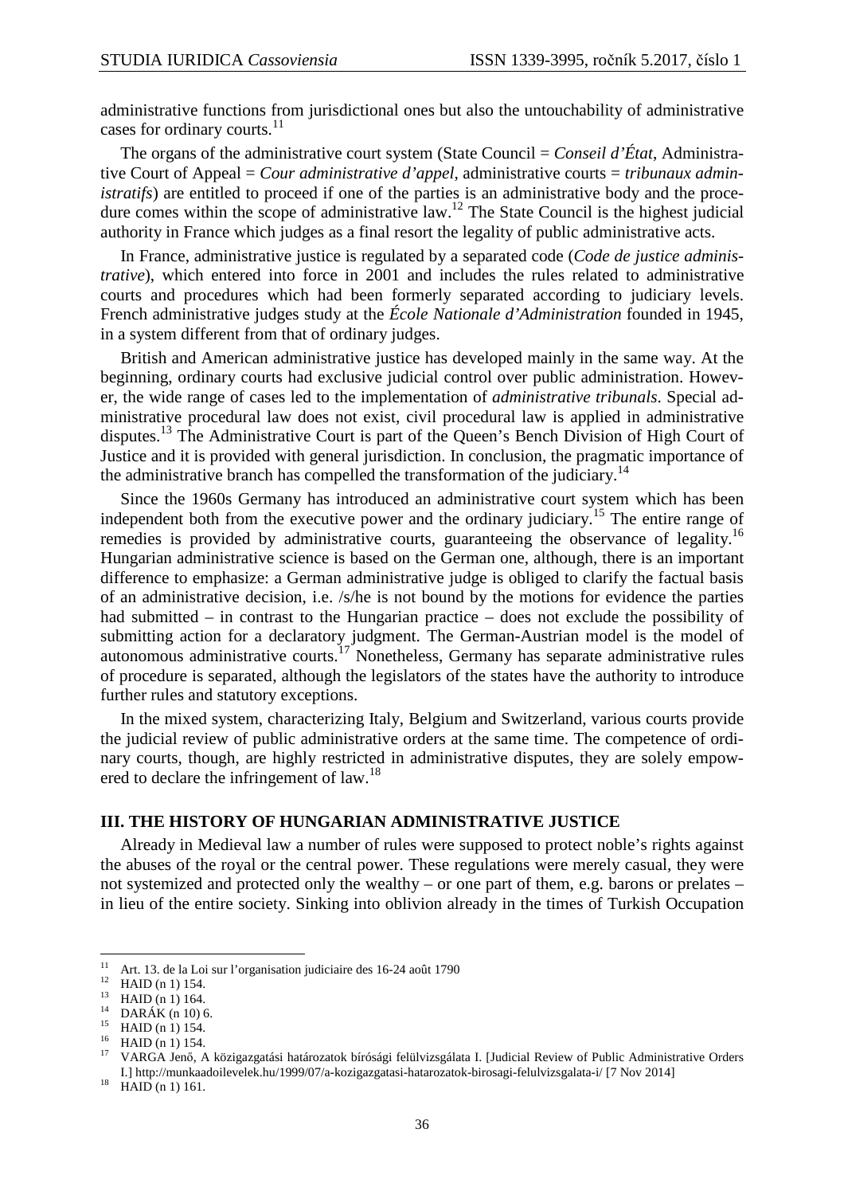administrative functions from jurisdictional ones but also the untouchability of administrative cases for ordinary courts.[11]

The organs of the administrative court system (State Council = *Conseil d'État*, Administrative Court of Appeal = *Cour administrative d'appel*, administrative courts = *tribunaux administratifs*) are entitled to proceed if one of the parties is an administrative body and the procedure comes within the scope of administrative law.[12] The State Council is the highest judicial authority in France which judges as a final resort the legality of public administrative acts.

In France, administrative justice is regulated by a separated code (*Code de justice administrative*), which entered into force in 2001 and includes the rules related to administrative courts and procedures which had been formerly separated according to judiciary levels. French administrative judges study at the *École Nationale d'Administration* founded in 1945, in a system different from that of ordinary judges.

British and American administrative justice has developed mainly in the same way. At the beginning, ordinary courts had exclusive judicial control over public administration. However, the wide range of cases led to the implementation of *administrative tribunals*. Special administrative procedural law does not exist, civil procedural law is applied in administrative disputes.[13] The Administrative Court is part of the Queen's Bench Division of High Court of Justice and it is provided with general jurisdiction. In conclusion, the pragmatic importance of the administrative branch has compelled the transformation of the judiciary.[14]

Since the 1960s Germany has introduced an administrative court system which has been independent both from the executive power and the ordinary judiciary.[15] The entire range of remedies is provided by administrative courts, guaranteeing the observance of legality.[16] Hungarian administrative science is based on the German one, although, there is an important difference to emphasize: a German administrative judge is obliged to clarify the factual basis of an administrative decision, i.e. /s/he is not bound by the motions for evidence the parties had submitted – in contrast to the Hungarian practice – does not exclude the possibility of submitting action for a declaratory judgment. The German-Austrian model is the model of autonomous administrative courts.[17] Nonetheless, Germany has separate administrative rules of procedure is separated, although the legislators of the states have the authority to introduce further rules and statutory exceptions.

In the mixed system, characterizing Italy, Belgium and Switzerland, various courts provide the judicial review of public administrative orders at the same time. The competence of ordinary courts, though, are highly restricted in administrative disputes, they are solely empowered to declare the infringement of law.[18]

## III. THE HISTORY OF HUNGARIAN ADMINISTRATIVE JUSTICE

Already in Medieval law a number of rules were supposed to protect noble's rights against the abuses of the royal or the central power. These regulations were merely casual, they were not systemized and protected only the wealthy – or one part of them, e.g. barons or prelates – in lieu of the entire society. Sinking into oblivion already in the times of Turkish Occupation

---

[11] Art. 13. de la Loi sur l'organisation judiciaire des 16-24 août 1790

[12] HAID (n 1) 154.

[13] HAID (n 1) 164.

[14] DARÁK (n 10) 6.

[15] HAID (n 1) 154.

[16] HAID (n 1) 154.

[17] VARGA Jenő, A közigazgatási határozatok bírósági felülvizsgálata I. [Judicial Review of Public Administrative Orders I.] http://munkaadoilevelek.hu/1999/07/a-kozigazgatasi-hatarozatok-birosagi-felulvizsgalata-i/ [7 Nov 2014]

[18] HAID (n 1) 161.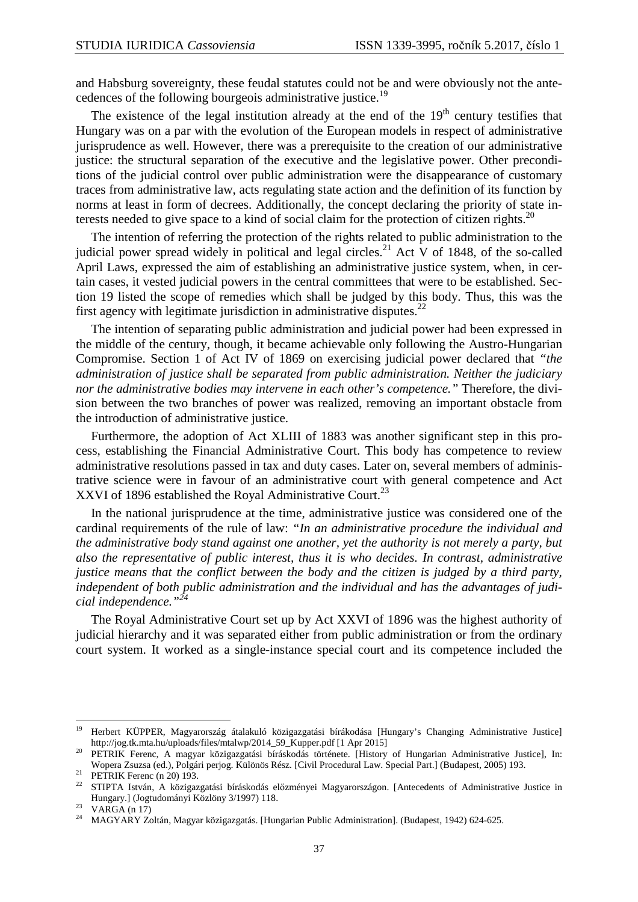and Habsburg sovereignty, these feudal statutes could not be and were obviously not the antecedences of the following bourgeois administrative justice.[19]

The existence of the legal institution already at the end of the 19th century testifies that Hungary was on a par with the evolution of the European models in respect of administrative jurisprudence as well. However, there was a prerequisite to the creation of our administrative justice: the structural separation of the executive and the legislative power. Other preconditions of the judicial control over public administration were the disappearance of customary traces from administrative law, acts regulating state action and the definition of its function by norms at least in form of decrees. Additionally, the concept declaring the priority of state interests needed to give space to a kind of social claim for the protection of citizen rights.[20]

The intention of referring the protection of the rights related to public administration to the judicial power spread widely in political and legal circles.[21] Act V of 1848, of the so-called April Laws, expressed the aim of establishing an administrative justice system, when, in certain cases, it vested judicial powers in the central committees that were to be established. Section 19 listed the scope of remedies which shall be judged by this body. Thus, this was the first agency with legitimate jurisdiction in administrative disputes.[22]

The intention of separating public administration and judicial power had been expressed in the middle of the century, though, it became achievable only following the Austro-Hungarian Compromise. Section 1 of Act IV of 1869 on exercising judicial power declared that *"the administration of justice shall be separated from public administration. Neither the judiciary nor the administrative bodies may intervene in each other's competence."* Therefore, the division between the two branches of power was realized, removing an important obstacle from the introduction of administrative justice.

Furthermore, the adoption of Act XLIII of 1883 was another significant step in this process, establishing the Financial Administrative Court. This body has competence to review administrative resolutions passed in tax and duty cases. Later on, several members of administrative science were in favour of an administrative court with general competence and Act XXVI of 1896 established the Royal Administrative Court.[23]

In the national jurisprudence at the time, administrative justice was considered one of the cardinal requirements of the rule of law: *"In an administrative procedure the individual and the administrative body stand against one another, yet the authority is not merely a party, but also the representative of public interest, thus it is who decides. In contrast, administrative justice means that the conflict between the body and the citizen is judged by a third party, independent of both public administration and the individual and has the advantages of judicial independence."*[24]

The Royal Administrative Court set up by Act XXVI of 1896 was the highest authority of judicial hierarchy and it was separated either from public administration or from the ordinary court system. It worked as a single-instance special court and its competence included the

---

[19] Herbert KÜPPER, Magyarország átalakuló közigazgatási bírákodása [Hungary's Changing Administrative Justice] http://jog.tk.mta.hu/uploads/files/mtalwp/2014_59_Kupper.pdf [1 Apr 2015]

[20] PETRIK Ferenc, A magyar közigazgatási bíráskodás története. [History of Hungarian Administrative Justice], In: Wopera Zsuzsa (ed.), Polgári perjog. Különös Rész. [Civil Procedural Law. Special Part.] (Budapest, 2005) 193.

[21] PETRIK Ferenc (n 20) 193.

[22] STIPTA István, A közigazgatási bíráskodás előzményei Magyarországon. [Antecedents of Administrative Justice in Hungary.] (Jogtudományi Közlöny 3/1997) 118.

[23] VARGA (n 17)

[24] MAGYARY Zoltán, Magyar közigazgatás. [Hungarian Public Administration]. (Budapest, 1942) 624-625.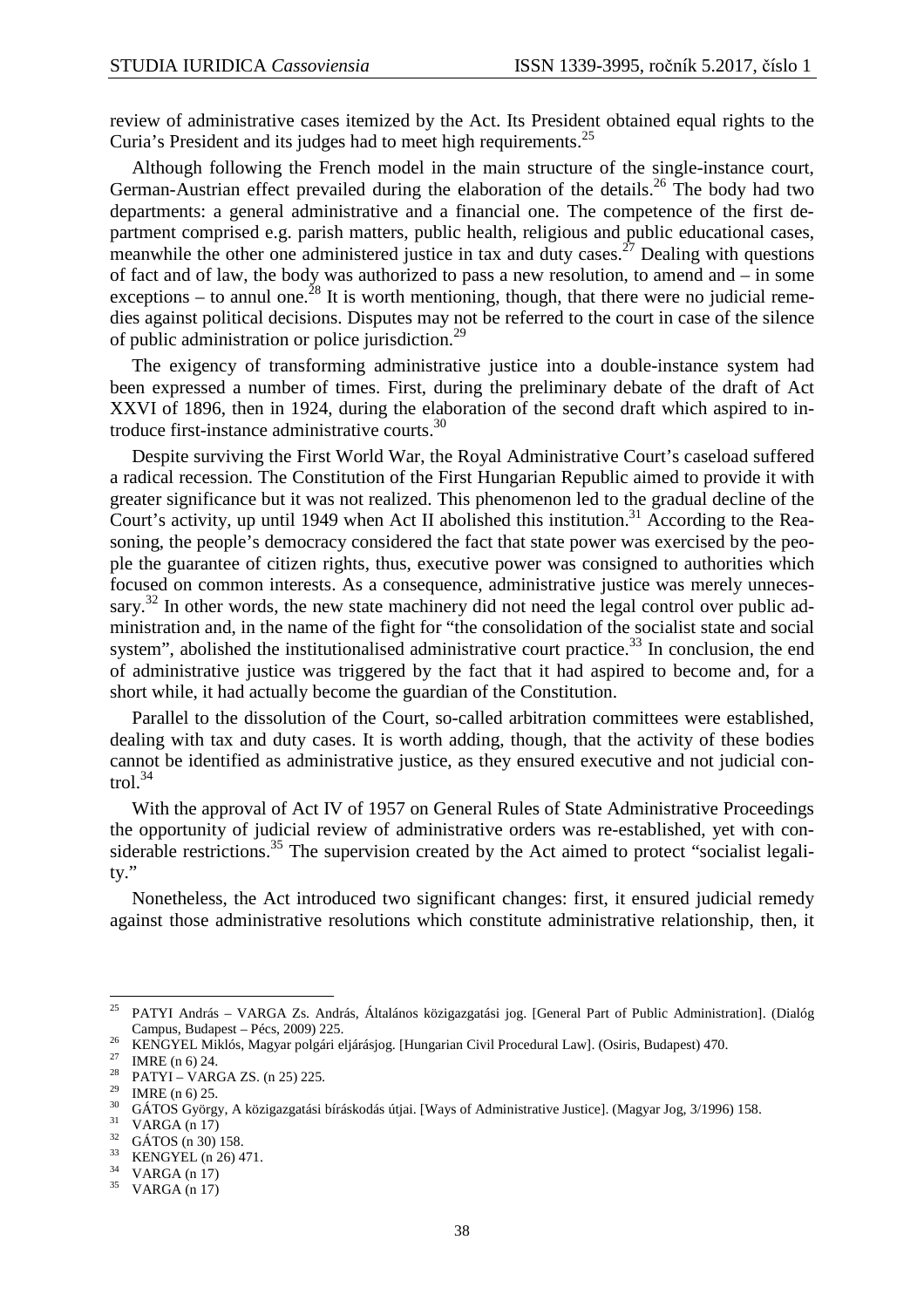review of administrative cases itemized by the Act. Its President obtained equal rights to the Curia's President and its judges had to meet high requirements.[25]

Although following the French model in the main structure of the single-instance court, German-Austrian effect prevailed during the elaboration of the details.[26] The body had two departments: a general administrative and a financial one. The competence of the first department comprised e.g. parish matters, public health, religious and public educational cases, meanwhile the other one administered justice in tax and duty cases.[27] Dealing with questions of fact and of law, the body was authorized to pass a new resolution, to amend and – in some exceptions – to annul one.[28] It is worth mentioning, though, that there were no judicial remedies against political decisions. Disputes may not be referred to the court in case of the silence of public administration or police jurisdiction.[29]

The exigency of transforming administrative justice into a double-instance system had been expressed a number of times. First, during the preliminary debate of the draft of Act XXVI of 1896, then in 1924, during the elaboration of the second draft which aspired to introduce first-instance administrative courts.[30]

Despite surviving the First World War, the Royal Administrative Court's caseload suffered a radical recession. The Constitution of the First Hungarian Republic aimed to provide it with greater significance but it was not realized. This phenomenon led to the gradual decline of the Court's activity, up until 1949 when Act II abolished this institution.[31] According to the Reasoning, the people's democracy considered the fact that state power was exercised by the people the guarantee of citizen rights, thus, executive power was consigned to authorities which focused on common interests. As a consequence, administrative justice was merely unnecessary.[32] In other words, the new state machinery did not need the legal control over public administration and, in the name of the fight for "the consolidation of the socialist state and social system", abolished the institutionalised administrative court practice.[33] In conclusion, the end of administrative justice was triggered by the fact that it had aspired to become and, for a short while, it had actually become the guardian of the Constitution.

Parallel to the dissolution of the Court, so-called arbitration committees were established, dealing with tax and duty cases. It is worth adding, though, that the activity of these bodies cannot be identified as administrative justice, as they ensured executive and not judicial control.[34]

With the approval of Act IV of 1957 on General Rules of State Administrative Proceedings the opportunity of judicial review of administrative orders was re-established, yet with considerable restrictions.[35] The supervision created by the Act aimed to protect "socialist legality."

Nonetheless, the Act introduced two significant changes: first, it ensured judicial remedy against those administrative resolutions which constitute administrative relationship, then, it

---

[25] PATYI András – VARGA Zs. András, Általános közigazgatási jog. [General Part of Public Administration]. (Dialóg Campus, Budapest – Pécs, 2009) 225.

[26] KENGYEL Miklós, Magyar polgári eljárásjog. [Hungarian Civil Procedural Law]. (Osiris, Budapest) 470.

[27] IMRE (n 6) 24.

[28] PATYI – VARGA ZS. (n 25) 225.

[29] IMRE (n 6) 25.

[30] GÁTOS György, A közigazgatási bíráskodás útjai. [Ways of Administrative Justice]. (Magyar Jog, 3/1996) 158.

[31] VARGA (n 17)

[32] GÁTOS (n 30) 158.

[33] KENGYEL (n 26) 471.

[34] VARGA (n 17)

[35] VARGA (n 17)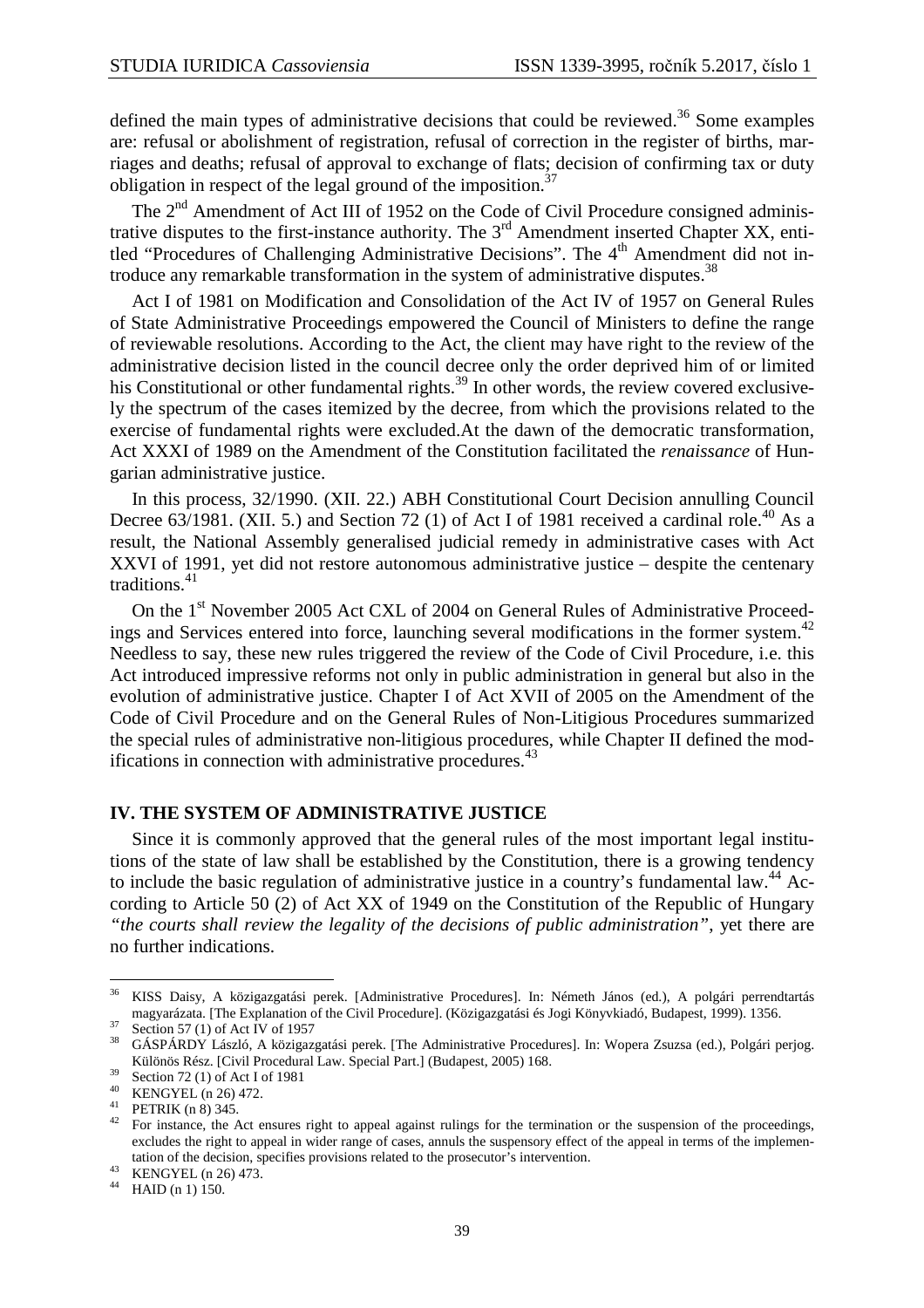defined the main types of administrative decisions that could be reviewed.[36] Some examples are: refusal or abolishment of registration, refusal of correction in the register of births, marriages and deaths; refusal of approval to exchange of flats; decision of confirming tax or duty obligation in respect of the legal ground of the imposition.[37]

The 2nd Amendment of Act III of 1952 on the Code of Civil Procedure consigned administrative disputes to the first-instance authority. The 3rd Amendment inserted Chapter XX, entitled "Procedures of Challenging Administrative Decisions". The 4th Amendment did not introduce any remarkable transformation in the system of administrative disputes.[38]

Act I of 1981 on Modification and Consolidation of the Act IV of 1957 on General Rules of State Administrative Proceedings empowered the Council of Ministers to define the range of reviewable resolutions. According to the Act, the client may have right to the review of the administrative decision listed in the council decree only the order deprived him of or limited his Constitutional or other fundamental rights.[39] In other words, the review covered exclusively the spectrum of the cases itemized by the decree, from which the provisions related to the exercise of fundamental rights were excluded.At the dawn of the democratic transformation, Act XXXI of 1989 on the Amendment of the Constitution facilitated the *renaissance* of Hungarian administrative justice.

In this process, 32/1990. (XII. 22.) ABH Constitutional Court Decision annulling Council Decree 63/1981. (XII. 5.) and Section 72 (1) of Act I of 1981 received a cardinal role.[40] As a result, the National Assembly generalised judicial remedy in administrative cases with Act XXVI of 1991, yet did not restore autonomous administrative justice – despite the centenary traditions.[41]

On the 1st November 2005 Act CXL of 2004 on General Rules of Administrative Proceedings and Services entered into force, launching several modifications in the former system.[42] Needless to say, these new rules triggered the review of the Code of Civil Procedure, i.e. this Act introduced impressive reforms not only in public administration in general but also in the evolution of administrative justice. Chapter I of Act XVII of 2005 on the Amendment of the Code of Civil Procedure and on the General Rules of Non-Litigious Procedures summarized the special rules of administrative non-litigious procedures, while Chapter II defined the modifications in connection with administrative procedures.[43]

## IV. THE SYSTEM OF ADMINISTRATIVE JUSTICE

Since it is commonly approved that the general rules of the most important legal institutions of the state of law shall be established by the Constitution, there is a growing tendency to include the basic regulation of administrative justice in a country's fundamental law.[44] According to Article 50 (2) of Act XX of 1949 on the Constitution of the Republic of Hungary *"the courts shall review the legality of the decisions of public administration"*, yet there are no further indications.

---

[36] KISS Daisy, A közigazgatási perek. [Administrative Procedures]. In: Németh János (ed.), A polgári perrendtartás magyarázata. [The Explanation of the Civil Procedure]. (Közigazgatási és Jogi Könyvkiadó, Budapest, 1999). 1356.

[37] Section 57 (1) of Act IV of 1957

[38] GÁSPÁRDY László, A közigazgatási perek. [The Administrative Procedures]. In: Wopera Zsuzsa (ed.), Polgári perjog. Különös Rész. [Civil Procedural Law. Special Part.] (Budapest, 2005) 168.

[39] Section 72 (1) of Act I of 1981

[40] KENGYEL (n 26) 472.

[41] PETRIK (n 8) 345.

[42] For instance, the Act ensures right to appeal against rulings for the termination or the suspension of the proceedings, excludes the right to appeal in wider range of cases, annuls the suspensory effect of the appeal in terms of the implementation of the decision, specifies provisions related to the prosecutor's intervention.

[43] KENGYEL (n 26) 473.

[44] HAID (n 1) 150.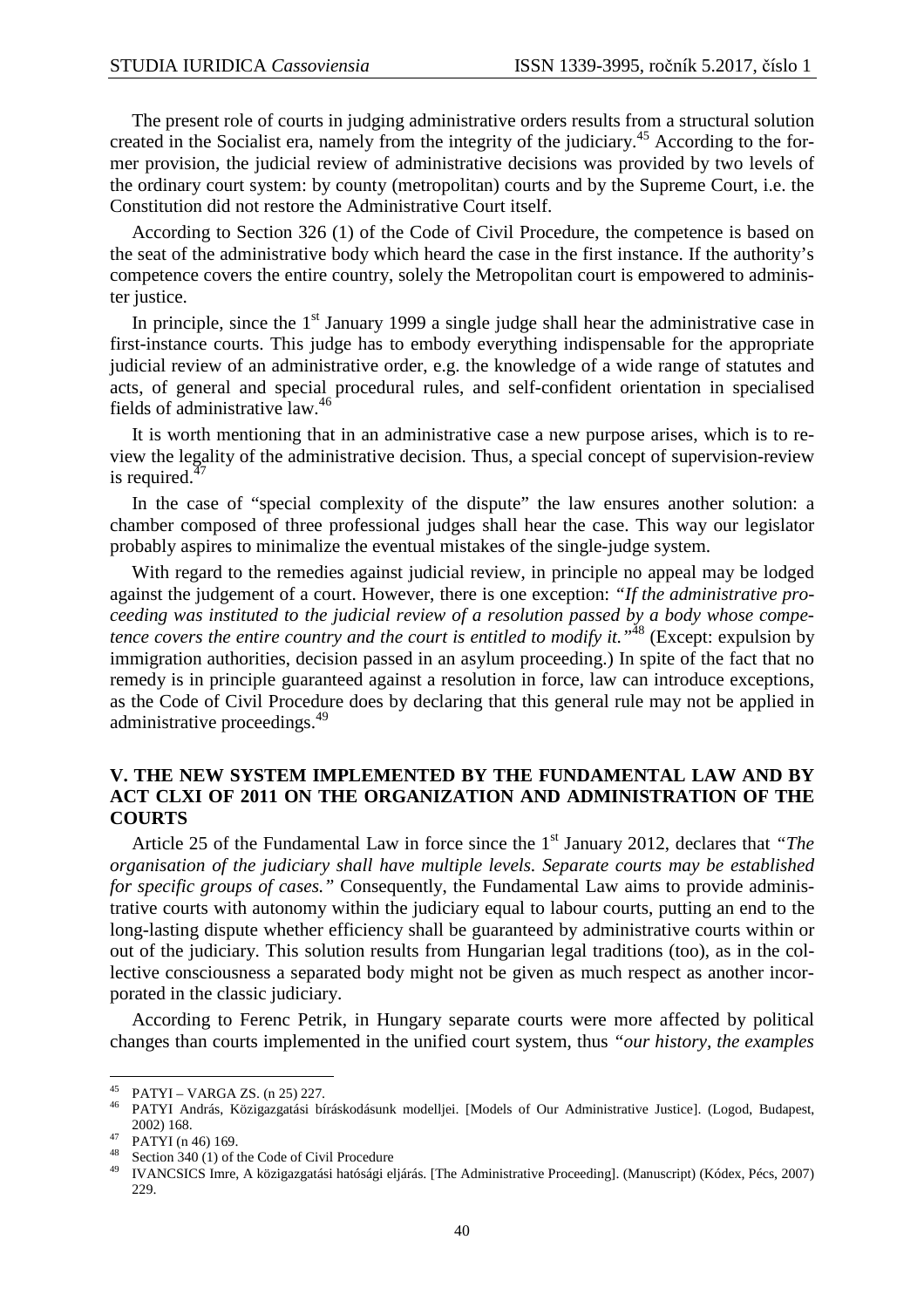The present role of courts in judging administrative orders results from a structural solution created in the Socialist era, namely from the integrity of the judiciary.[45] According to the former provision, the judicial review of administrative decisions was provided by two levels of the ordinary court system: by county (metropolitan) courts and by the Supreme Court, i.e. the Constitution did not restore the Administrative Court itself.

According to Section 326 (1) of the Code of Civil Procedure, the competence is based on the seat of the administrative body which heard the case in the first instance. If the authority's competence covers the entire country, solely the Metropolitan court is empowered to administer justice.

In principle, since the 1st January 1999 a single judge shall hear the administrative case in first-instance courts. This judge has to embody everything indispensable for the appropriate judicial review of an administrative order, e.g. the knowledge of a wide range of statutes and acts, of general and special procedural rules, and self-confident orientation in specialised fields of administrative law.[46]

It is worth mentioning that in an administrative case a new purpose arises, which is to review the legality of the administrative decision. Thus, a special concept of supervision-review is required.[47]

In the case of "special complexity of the dispute" the law ensures another solution: a chamber composed of three professional judges shall hear the case. This way our legislator probably aspires to minimalize the eventual mistakes of the single-judge system.

With regard to the remedies against judicial review, in principle no appeal may be lodged against the judgement of a court. However, there is one exception: *"If the administrative proceeding was instituted to the judicial review of a resolution passed by a body whose competence covers the entire country and the court is entitled to modify it."*[48] (Except: expulsion by immigration authorities, decision passed in an asylum proceeding.) In spite of the fact that no remedy is in principle guaranteed against a resolution in force, law can introduce exceptions, as the Code of Civil Procedure does by declaring that this general rule may not be applied in administrative proceedings.[49]

## V. THE NEW SYSTEM IMPLEMENTED BY THE FUNDAMENTAL LAW AND BY ACT CLXI OF 2011 ON THE ORGANIZATION AND ADMINISTRATION OF THE COURTS

Article 25 of the Fundamental Law in force since the 1st January 2012, declares that *"The organisation of the judiciary shall have multiple levels. Separate courts may be established for specific groups of cases."* Consequently, the Fundamental Law aims to provide administrative courts with autonomy within the judiciary equal to labour courts, putting an end to the long-lasting dispute whether efficiency shall be guaranteed by administrative courts within or out of the judiciary. This solution results from Hungarian legal traditions (too), as in the collective consciousness a separated body might not be given as much respect as another incorporated in the classic judiciary.

According to Ferenc Petrik, in Hungary separate courts were more affected by political changes than courts implemented in the unified court system, thus *"our history, the examples*

---

[45] PATYI – VARGA ZS. (n 25) 227.

[46] PATYI András, Közigazgatási bíráskodásunk modelljei. [Models of Our Administrative Justice]. (Logod, Budapest, 2002) 168.

[47] PATYI (n 46) 169.

[48] Section 340 (1) of the Code of Civil Procedure

[49] IVANCSICS Imre, A közigazgatási hatósági eljárás. [The Administrative Proceeding]. (Manuscript) (Kódex, Pécs, 2007) 229.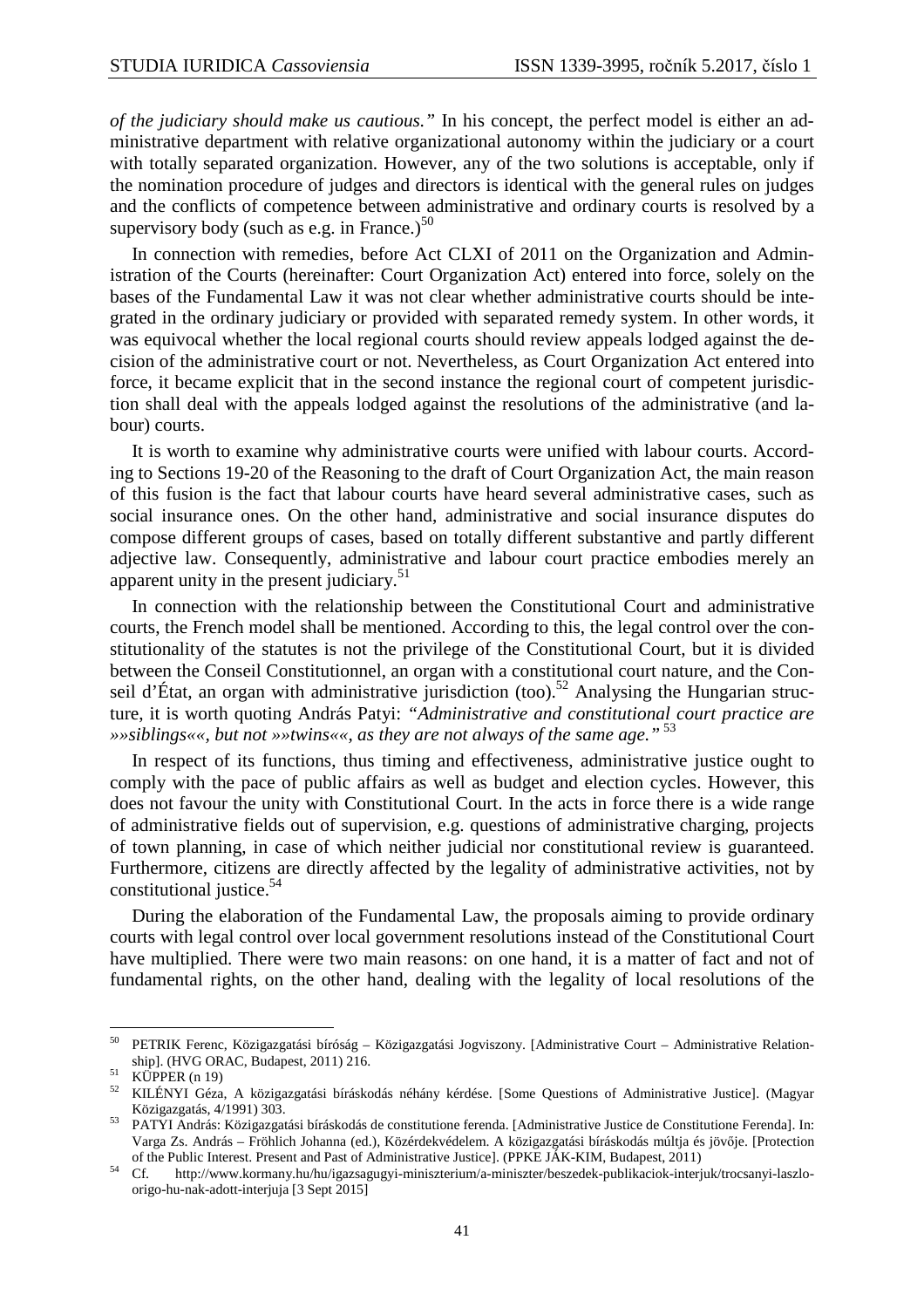*of the judiciary should make us cautious."* In his concept, the perfect model is either an administrative department with relative organizational autonomy within the judiciary or a court with totally separated organization. However, any of the two solutions is acceptable, only if the nomination procedure of judges and directors is identical with the general rules on judges and the conflicts of competence between administrative and ordinary courts is resolved by a supervisory body (such as e.g. in France.)[50]

In connection with remedies, before Act CLXI of 2011 on the Organization and Administration of the Courts (hereinafter: Court Organization Act) entered into force, solely on the bases of the Fundamental Law it was not clear whether administrative courts should be integrated in the ordinary judiciary or provided with separated remedy system. In other words, it was equivocal whether the local regional courts should review appeals lodged against the decision of the administrative court or not. Nevertheless, as Court Organization Act entered into force, it became explicit that in the second instance the regional court of competent jurisdiction shall deal with the appeals lodged against the resolutions of the administrative (and labour) courts.

It is worth to examine why administrative courts were unified with labour courts. According to Sections 19-20 of the Reasoning to the draft of Court Organization Act, the main reason of this fusion is the fact that labour courts have heard several administrative cases, such as social insurance ones. On the other hand, administrative and social insurance disputes do compose different groups of cases, based on totally different substantive and partly different adjective law. Consequently, administrative and labour court practice embodies merely an apparent unity in the present judiciary.[51]

In connection with the relationship between the Constitutional Court and administrative courts, the French model shall be mentioned. According to this, the legal control over the constitutionality of the statutes is not the privilege of the Constitutional Court, but it is divided between the Conseil Constitutionnel, an organ with a constitutional court nature, and the Conseil d'État, an organ with administrative jurisdiction (too).[52] Analysing the Hungarian structure, it is worth quoting András Patyi: *"Administrative and constitutional court practice are »»siblings««, but not »»twins««, as they are not always of the same age."* [53]

In respect of its functions, thus timing and effectiveness, administrative justice ought to comply with the pace of public affairs as well as budget and election cycles. However, this does not favour the unity with Constitutional Court. In the acts in force there is a wide range of administrative fields out of supervision, e.g. questions of administrative charging, projects of town planning, in case of which neither judicial nor constitutional review is guaranteed. Furthermore, citizens are directly affected by the legality of administrative activities, not by constitutional justice.[54]

During the elaboration of the Fundamental Law, the proposals aiming to provide ordinary courts with legal control over local government resolutions instead of the Constitutional Court have multiplied. There were two main reasons: on one hand, it is a matter of fact and not of fundamental rights, on the other hand, dealing with the legality of local resolutions of the

---

[50] PETRIK Ferenc, Közigazgatási bíróság – Közigazgatási Jogviszony. [Administrative Court – Administrative Relationship]. (HVG ORAC, Budapest, 2011) 216.

[51] KÜPPER (n 19)

[52] KILÉNYI Géza, A közigazgatási bíráskodás néhány kérdése. [Some Questions of Administrative Justice]. (Magyar Közigazgatás, 4/1991) 303.

[53] PATYI András: Közigazgatási bíráskodás de constitutione ferenda. [Administrative Justice de Constitutione Ferenda]. In: Varga Zs. András – Fröhlich Johanna (ed.), Közérdekvédelem. A közigazgatási bíráskodás múltja és jövője. [Protection of the Public Interest. Present and Past of Administrative Justice]. (PPKE JÁK-KIM, Budapest, 2011)

[54] Cf. http://www.kormany.hu/hu/igazsagugyi-miniszterium/a-miniszter/beszedek-publikaciok-interjuk/trocsanyi-laszlo-origo-hu-nak-adott-interjuja [3 Sept 2015]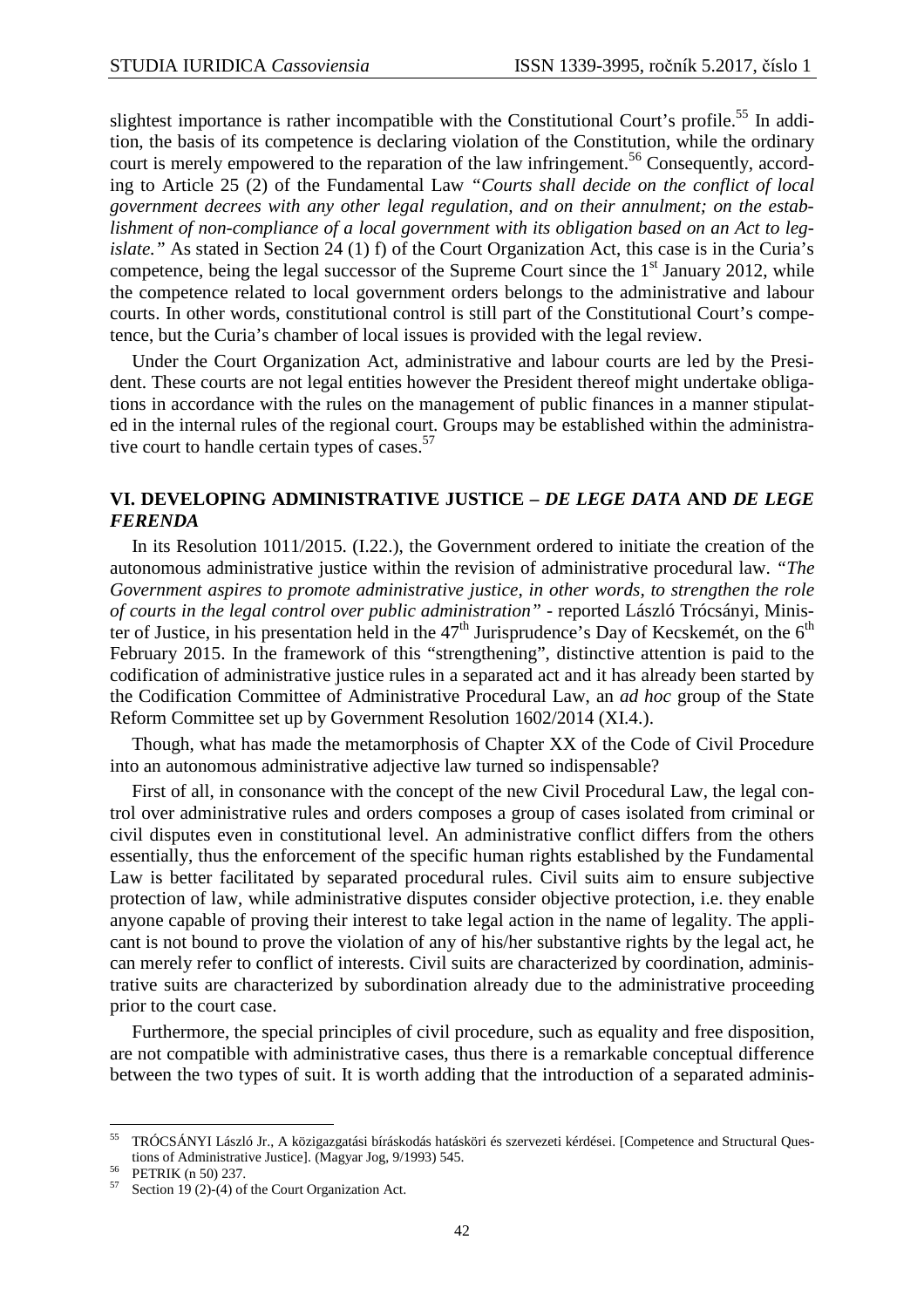slightest importance is rather incompatible with the Constitutional Court's profile.[55] In addition, the basis of its competence is declaring violation of the Constitution, while the ordinary court is merely empowered to the reparation of the law infringement.[56] Consequently, according to Article 25 (2) of the Fundamental Law *"Courts shall decide on the conflict of local government decrees with any other legal regulation, and on their annulment; on the establishment of non-compliance of a local government with its obligation based on an Act to legislate."* As stated in Section 24 (1) f) of the Court Organization Act, this case is in the Curia's competence, being the legal successor of the Supreme Court since the 1st January 2012, while the competence related to local government orders belongs to the administrative and labour courts. In other words, constitutional control is still part of the Constitutional Court's competence, but the Curia's chamber of local issues is provided with the legal review.

Under the Court Organization Act, administrative and labour courts are led by the President. These courts are not legal entities however the President thereof might undertake obligations in accordance with the rules on the management of public finances in a manner stipulated in the internal rules of the regional court. Groups may be established within the administrative court to handle certain types of cases.[57]

## VI. DEVELOPING ADMINISTRATIVE JUSTICE – *DE LEGE DATA* AND *DE LEGE FERENDA*

In its Resolution 1011/2015. (I.22.), the Government ordered to initiate the creation of the autonomous administrative justice within the revision of administrative procedural law. *"The Government aspires to promote administrative justice, in other words, to strengthen the role of courts in the legal control over public administration"* - reported László Trócsányi, Minister of Justice, in his presentation held in the 47th Jurisprudence's Day of Kecskemét, on the 6th February 2015. In the framework of this "strengthening", distinctive attention is paid to the codification of administrative justice rules in a separated act and it has already been started by the Codification Committee of Administrative Procedural Law, an *ad hoc* group of the State Reform Committee set up by Government Resolution 1602/2014 (XI.4.).

Though, what has made the metamorphosis of Chapter XX of the Code of Civil Procedure into an autonomous administrative adjective law turned so indispensable?

First of all, in consonance with the concept of the new Civil Procedural Law, the legal control over administrative rules and orders composes a group of cases isolated from criminal or civil disputes even in constitutional level. An administrative conflict differs from the others essentially, thus the enforcement of the specific human rights established by the Fundamental Law is better facilitated by separated procedural rules. Civil suits aim to ensure subjective protection of law, while administrative disputes consider objective protection, i.e. they enable anyone capable of proving their interest to take legal action in the name of legality. The applicant is not bound to prove the violation of any of his/her substantive rights by the legal act, he can merely refer to conflict of interests. Civil suits are characterized by coordination, administrative suits are characterized by subordination already due to the administrative proceeding prior to the court case.

Furthermore, the special principles of civil procedure, such as equality and free disposition, are not compatible with administrative cases, thus there is a remarkable conceptual difference between the two types of suit. It is worth adding that the introduction of a separated adminis-

---

[55] TRÓCSÁNYI László Jr., A közigazgatási bíráskodás hatásköri és szervezeti kérdései. [Competence and Structural Questions of Administrative Justice]. (Magyar Jog, 9/1993) 545.

[56] PETRIK (n 50) 237.

[57] Section 19 (2)-(4) of the Court Organization Act.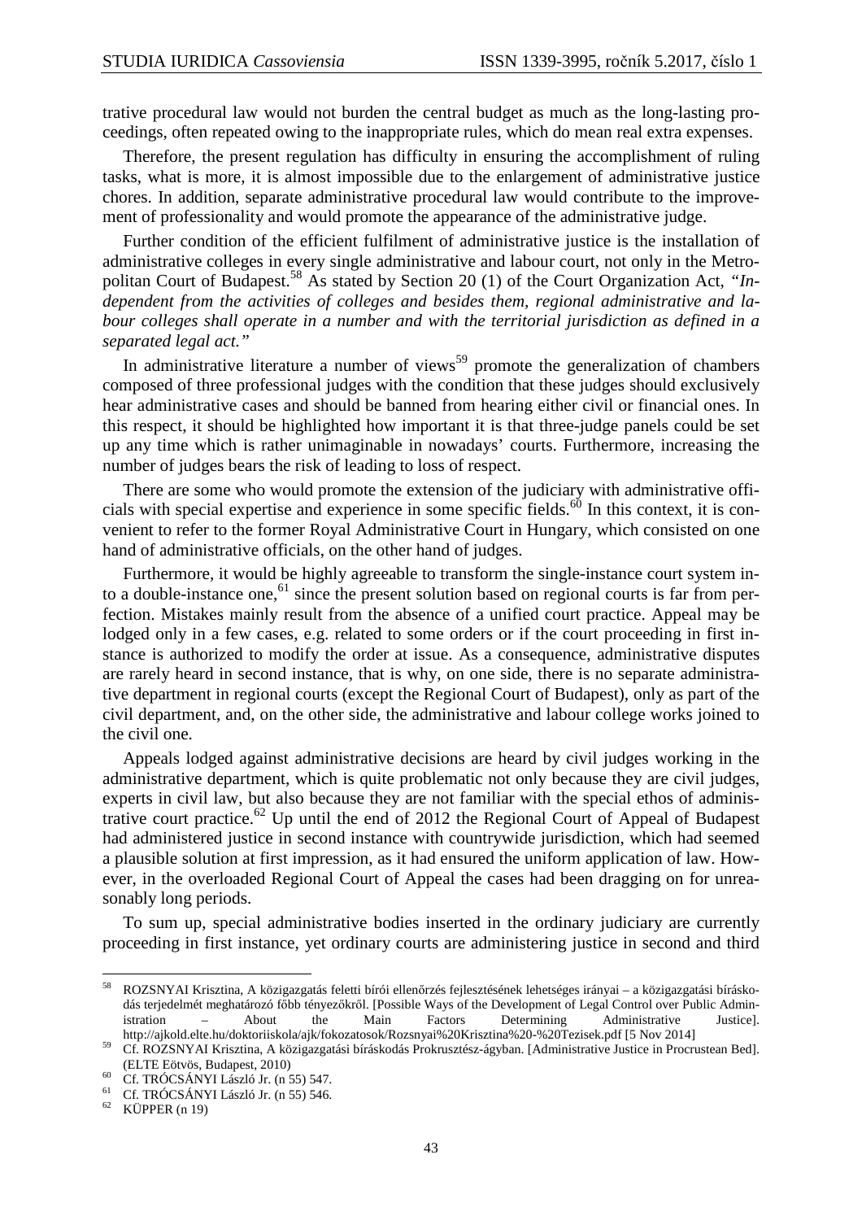trative procedural law would not burden the central budget as much as the long-lasting proceedings, often repeated owing to the inappropriate rules, which do mean real extra expenses.

Therefore, the present regulation has difficulty in ensuring the accomplishment of ruling tasks, what is more, it is almost impossible due to the enlargement of administrative justice chores. In addition, separate administrative procedural law would contribute to the improvement of professionality and would promote the appearance of the administrative judge.

Further condition of the efficient fulfilment of administrative justice is the installation of administrative colleges in every single administrative and labour court, not only in the Metropolitan Court of Budapest.[58] As stated by Section 20 (1) of the Court Organization Act, *"Independent from the activities of colleges and besides them, regional administrative and labour colleges shall operate in a number and with the territorial jurisdiction as defined in a separated legal act."*

In administrative literature a number of views[59] promote the generalization of chambers composed of three professional judges with the condition that these judges should exclusively hear administrative cases and should be banned from hearing either civil or financial ones. In this respect, it should be highlighted how important it is that three-judge panels could be set up any time which is rather unimaginable in nowadays' courts. Furthermore, increasing the number of judges bears the risk of leading to loss of respect.

There are some who would promote the extension of the judiciary with administrative officials with special expertise and experience in some specific fields.[60] In this context, it is convenient to refer to the former Royal Administrative Court in Hungary, which consisted on one hand of administrative officials, on the other hand of judges.

Furthermore, it would be highly agreeable to transform the single-instance court system into a double-instance one,[61] since the present solution based on regional courts is far from perfection. Mistakes mainly result from the absence of a unified court practice. Appeal may be lodged only in a few cases, e.g. related to some orders or if the court proceeding in first instance is authorized to modify the order at issue. As a consequence, administrative disputes are rarely heard in second instance, that is why, on one side, there is no separate administrative department in regional courts (except the Regional Court of Budapest), only as part of the civil department, and, on the other side, the administrative and labour college works joined to the civil one.

Appeals lodged against administrative decisions are heard by civil judges working in the administrative department, which is quite problematic not only because they are civil judges, experts in civil law, but also because they are not familiar with the special ethos of administrative court practice.[62] Up until the end of 2012 the Regional Court of Appeal of Budapest had administered justice in second instance with countrywide jurisdiction, which had seemed a plausible solution at first impression, as it had ensured the uniform application of law. However, in the overloaded Regional Court of Appeal the cases had been dragging on for unreasonably long periods.

To sum up, special administrative bodies inserted in the ordinary judiciary are currently proceeding in first instance, yet ordinary courts are administering justice in second and third

---

[58] ROZSNYAI Krisztina, A közigazgatás feletti bírói ellenőrzés fejlesztésének lehetséges irányai – a közigazgatási bíráskodás terjedelmét meghatározó főbb tényezőkről. [Possible Ways of the Development of Legal Control over Public Administration – About the Main Factors Determining Administrative Justice]. http://ajkold.elte.hu/doktoriiskola/ajk/fokozatosok/Rozsnyai%20Krisztina%20-%20Tezisek.pdf [5 Nov 2014]

[59] Cf. ROZSNYAI Krisztina, A közigazgatási bíráskodás Prokrusztész-ágyban. [Administrative Justice in Procrustean Bed]. (ELTE Eötvös, Budapest, 2010)

[60] Cf. TRÓCSÁNYI László Jr. (n 55) 547.

[61] Cf. TRÓCSÁNYI László Jr. (n 55) 546.

[62] KÜPPER (n 19)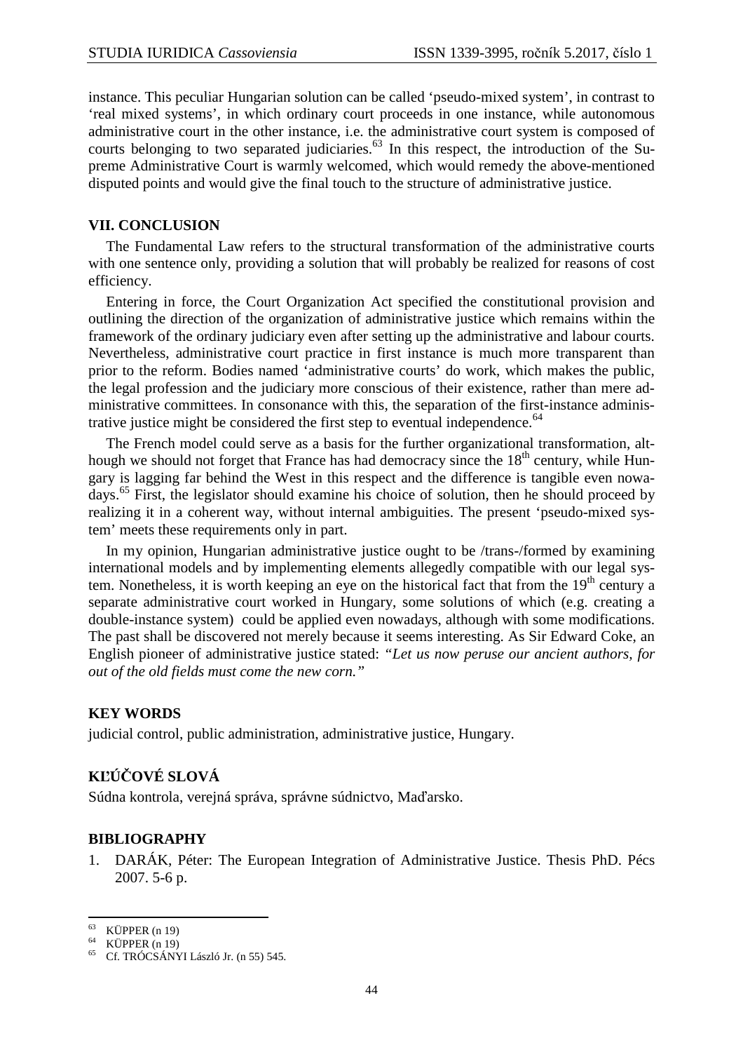instance. This peculiar Hungarian solution can be called 'pseudo-mixed system', in contrast to 'real mixed systems', in which ordinary court proceeds in one instance, while autonomous administrative court in the other instance, i.e. the administrative court system is composed of courts belonging to two separated judiciaries.[63] In this respect, the introduction of the Supreme Administrative Court is warmly welcomed, which would remedy the above-mentioned disputed points and would give the final touch to the structure of administrative justice.

## VII. CONCLUSION

The Fundamental Law refers to the structural transformation of the administrative courts with one sentence only, providing a solution that will probably be realized for reasons of cost efficiency.

Entering in force, the Court Organization Act specified the constitutional provision and outlining the direction of the organization of administrative justice which remains within the framework of the ordinary judiciary even after setting up the administrative and labour courts. Nevertheless, administrative court practice in first instance is much more transparent than prior to the reform. Bodies named 'administrative courts' do work, which makes the public, the legal profession and the judiciary more conscious of their existence, rather than mere administrative committees. In consonance with this, the separation of the first-instance administrative justice might be considered the first step to eventual independence.[64]

The French model could serve as a basis for the further organizational transformation, although we should not forget that France has had democracy since the 18th century, while Hungary is lagging far behind the West in this respect and the difference is tangible even nowadays.[65] First, the legislator should examine his choice of solution, then he should proceed by realizing it in a coherent way, without internal ambiguities. The present 'pseudo-mixed system' meets these requirements only in part.

In my opinion, Hungarian administrative justice ought to be /trans-/formed by examining international models and by implementing elements allegedly compatible with our legal system. Nonetheless, it is worth keeping an eye on the historical fact that from the 19th century a separate administrative court worked in Hungary, some solutions of which (e.g. creating a double-instance system) could be applied even nowadays, although with some modifications. The past shall be discovered not merely because it seems interesting. As Sir Edward Coke, an English pioneer of administrative justice stated: *"Let us now peruse our ancient authors, for out of the old fields must come the new corn."*

## KEY WORDS

judicial control, public administration, administrative justice, Hungary.

## KĽÚČOVÉ SLOVÁ

Súdna kontrola, verejná správa, správne súdnictvo, Maďarsko.

## BIBLIOGRAPHY

1. DARÁK, Péter: The European Integration of Administrative Justice. Thesis PhD. Pécs 2007. 5-6 p.

---

[63] KÜPPER (n 19)

[64] KÜPPER (n 19)

[65] Cf. TRÓCSÁNYI László Jr. (n 55) 545.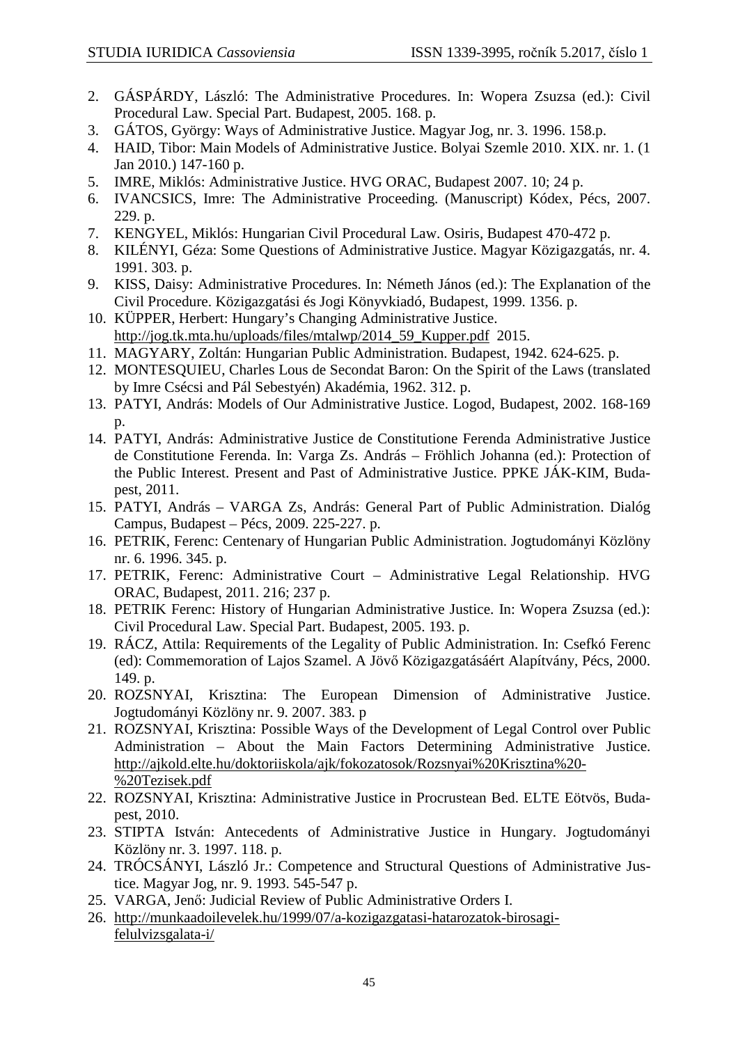2. GÁSPÁRDY, László: The Administrative Procedures. In: Wopera Zsuzsa (ed.): Civil Procedural Law. Special Part. Budapest, 2005. 168. p.
3. GÁTOS, György: Ways of Administrative Justice. Magyar Jog, nr. 3. 1996. 158.p.
4. HAID, Tibor: Main Models of Administrative Justice. Bolyai Szemle 2010. XIX. nr. 1. (1 Jan 2010.) 147-160 p.
5. IMRE, Miklós: Administrative Justice. HVG ORAC, Budapest 2007. 10; 24 p.
6. IVANCSICS, Imre: The Administrative Proceeding. (Manuscript) Kódex, Pécs, 2007. 229. p.
7. KENGYEL, Miklós: Hungarian Civil Procedural Law. Osiris, Budapest 470-472 p.
8. KILÉNYI, Géza: Some Questions of Administrative Justice. Magyar Közigazgatás, nr. 4. 1991. 303. p.
9. KISS, Daisy: Administrative Procedures. In: Németh János (ed.): The Explanation of the Civil Procedure. Közigazgatási és Jogi Könyvkiadó, Budapest, 1999. 1356. p.
10. KÜPPER, Herbert: Hungary's Changing Administrative Justice. http://jog.tk.mta.hu/uploads/files/mtalwp/2014_59_Kupper.pdf 2015.
11. MAGYARY, Zoltán: Hungarian Public Administration. Budapest, 1942. 624-625. p.
12. MONTESQUIEU, Charles Lous de Secondat Baron: On the Spirit of the Laws (translated by Imre Csécsi and Pál Sebestyén) Akadémia, 1962. 312. p.
13. PATYI, András: Models of Our Administrative Justice. Logod, Budapest, 2002. 168-169 p.
14. PATYI, András: Administrative Justice de Constitutione Ferenda Administrative Justice de Constitutione Ferenda. In: Varga Zs. András – Fröhlich Johanna (ed.): Protection of the Public Interest. Present and Past of Administrative Justice. PPKE JÁK-KIM, Budapest, 2011.
15. PATYI, András – VARGA Zs, András: General Part of Public Administration. Dialóg Campus, Budapest – Pécs, 2009. 225-227. p.
16. PETRIK, Ferenc: Centenary of Hungarian Public Administration. Jogtudományi Közlöny nr. 6. 1996. 345. p.
17. PETRIK, Ferenc: Administrative Court – Administrative Legal Relationship. HVG ORAC, Budapest, 2011. 216; 237 p.
18. PETRIK Ferenc: History of Hungarian Administrative Justice. In: Wopera Zsuzsa (ed.): Civil Procedural Law. Special Part. Budapest, 2005. 193. p.
19. RÁCZ, Attila: Requirements of the Legality of Public Administration. In: Csefkó Ferenc (ed): Commemoration of Lajos Szamel. A Jövő Közigazgatásáért Alapítvány, Pécs, 2000. 149. p.
20. ROZSNYAI, Krisztina: The European Dimension of Administrative Justice. Jogtudományi Közlöny nr. 9. 2007. 383. p
21. ROZSNYAI, Krisztina: Possible Ways of the Development of Legal Control over Public Administration – About the Main Factors Determining Administrative Justice. http://ajkold.elte.hu/doktoriiskola/ajk/fokozatosok/Rozsnyai%20Krisztina%20-%20Tezisek.pdf
22. ROZSNYAI, Krisztina: Administrative Justice in Procrustean Bed. ELTE Eötvös, Budapest, 2010.
23. STIPTA István: Antecedents of Administrative Justice in Hungary. Jogtudományi Közlöny nr. 3. 1997. 118. p.
24. TRÓCSÁNYI, László Jr.: Competence and Structural Questions of Administrative Justice. Magyar Jog, nr. 9. 1993. 545-547 p.
25. VARGA, Jenő: Judicial Review of Public Administrative Orders I.
26. http://munkaadoilevelek.hu/1999/07/a-kozigazgatasi-hatarozatok-birosagi-felulvizsgalata-i/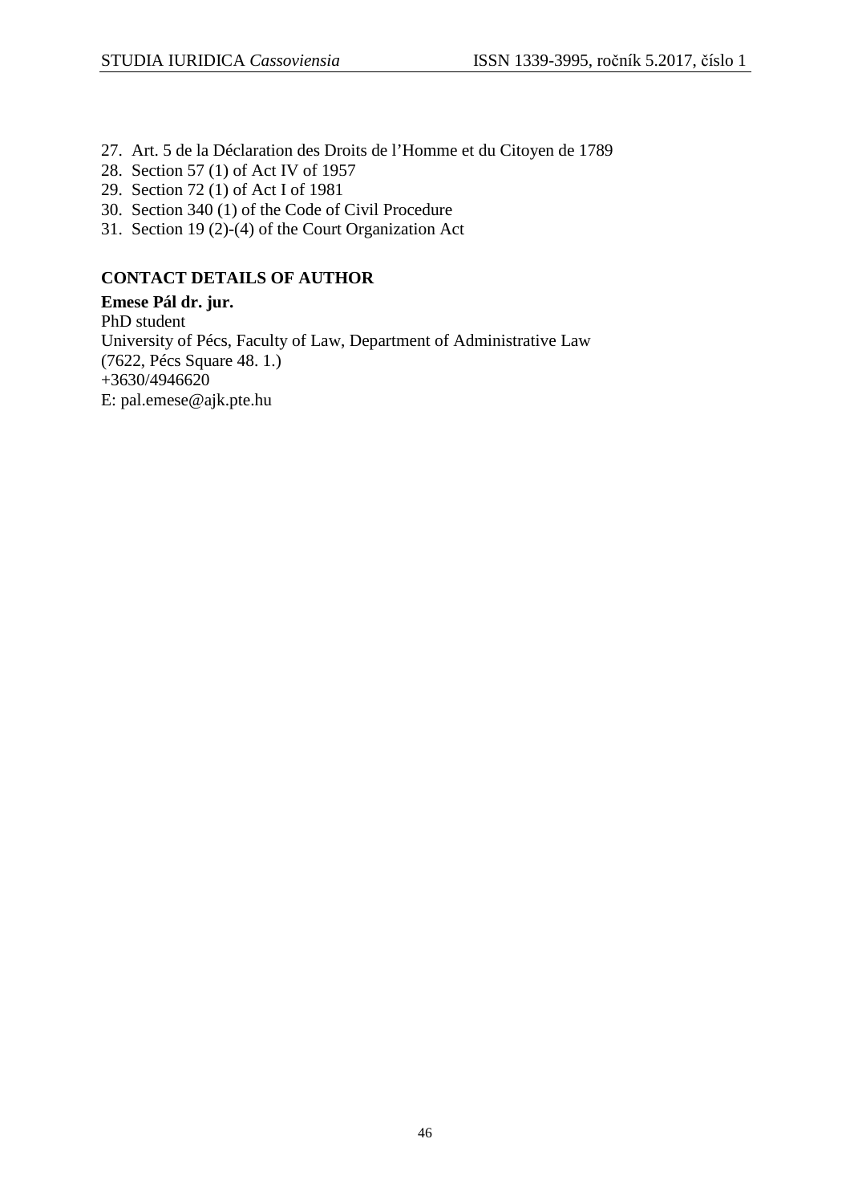27. Art. 5 de la Déclaration des Droits de l'Homme et du Citoyen de 1789
28. Section 57 (1) of Act IV of 1957
29. Section 72 (1) of Act I of 1981
30. Section 340 (1) of the Code of Civil Procedure
31. Section 19 (2)-(4) of the Court Organization Act

**CONTACT DETAILS OF AUTHOR**

**Emese Pál dr. jur.**
PhD student
University of Pécs, Faculty of Law, Department of Administrative Law
(7622, Pécs Square 48. 1.)
+3630/4946620
E: pal.emese@ajk.pte.hu